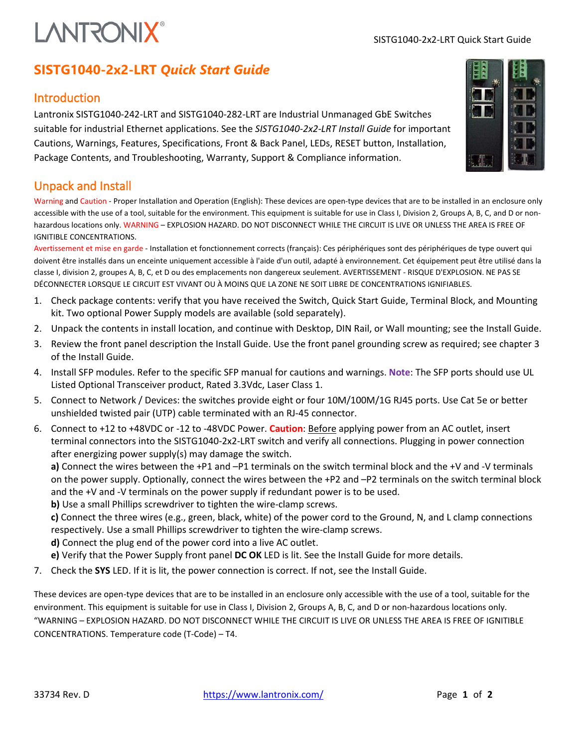# SISTG1040-2x2-LRT *Quick Start Guide*

## Introduction

Lantronix SISTG1040-242-LRT and SISTG1040-282-LRT are Industrial Unmanaged GbE Switches suitable for industrial Ethernet applications. See the *SISTG1040-2x2-LRT Install Guide* for important Cautions, Warnings, Features, Specifications, Front & Back Panel, LEDs, RESET button, Installation, Package Contents, and Troubleshooting, Warranty, Support & Compliance information.

## Unpack and Install

Warning and Caution - Proper Installation and Operation (English): These devices are open-type devices that are to be installed in an enclosure only accessible with the use of a tool, suitable for the environment. This equipment is suitable for use in Class I, Division 2, Groups A, B, C, and D or non-hazardous locations only. WARNING – EXPLOSION HAZARD. DO NOT DISCONNECT WHILE THE CIRCUIT IS LIVE OR UNLESS THE AREA IS FREE OF IGNITIBLE CONCENTRATIONS.

Avertissement et mise en garde - Installation et fonctionnement corrects (français): Ces périphériques sont des périphériques de type ouvert qui doivent être installés dans un enceinte uniquement accessible à l'aide d'un outil, adapté à environnement. Cet équipement peut être utilisé dans la classe I, division 2, groupes A, B, C, et D ou des emplacements non dangereux seulement. AVERTISSEMENT - RISQUE D'EXPLOSION. NE PAS SE DÉCONNECTER LORSQUE LE CIRCUIT EST VIVANT OU À MOINS QUE LA ZONE NE SOIT LIBRE DE CONCENTRATIONS IGNIFIABLES.

1. Check package contents: verify that you have received the Switch, Quick Start Guide, Terminal Block, and Mounting kit. Two optional Power Supply models are available (sold separately).
2. Unpack the contents in install location, and continue with Desktop, DIN Rail, or Wall mounting; see the Install Guide.
3. Review the front panel description the Install Guide. Use the front panel grounding screw as required; see chapter 3 of the Install Guide.
4. Install SFP modules. Refer to the specific SFP manual for cautions and warnings. **Note**: The SFP ports should use UL Listed Optional Transceiver product, Rated 3.3Vdc, Laser Class 1.
5. Connect to Network / Devices: the switches provide eight or four 10M/100M/1G RJ45 ports. Use Cat 5e or better unshielded twisted pair (UTP) cable terminated with an RJ-45 connector.
6. Connect to +12 to +48VDC or -12 to -48VDC Power. **Caution**: Before applying power from an AC outlet, insert terminal connectors into the SISTG1040-2x2-LRT switch and verify all connections. Plugging in power connection after energizing power supply(s) may damage the switch.
   **a)** Connect the wires between the +P1 and –P1 terminals on the switch terminal block and the +V and -V terminals on the power supply. Optionally, connect the wires between the +P2 and –P2 terminals on the switch terminal block and the +V and -V terminals on the power supply if redundant power is to be used.
   **b)** Use a small Phillips screwdriver to tighten the wire-clamp screws.
   **c)** Connect the three wires (e.g., green, black, white) of the power cord to the Ground, N, and L clamp connections respectively. Use a small Phillips screwdriver to tighten the wire-clamp screws.
   **d)** Connect the plug end of the power cord into a live AC outlet.
   **e)** Verify that the Power Supply front panel **DC OK** LED is lit. See the Install Guide for more details.
7. Check the **SYS** LED. If it is lit, the power connection is correct. If not, see the Install Guide.

These devices are open-type devices that are to be installed in an enclosure only accessible with the use of a tool, suitable for the environment. This equipment is suitable for use in Class I, Division 2, Groups A, B, C, and D or non-hazardous locations only. "WARNING – EXPLOSION HAZARD. DO NOT DISCONNECT WHILE THE CIRCUIT IS LIVE OR UNLESS THE AREA IS FREE OF IGNITIBLE CONCENTRATIONS. Temperature code (T-Code) – T4.

33734 Rev. D https://www.lantronix.com/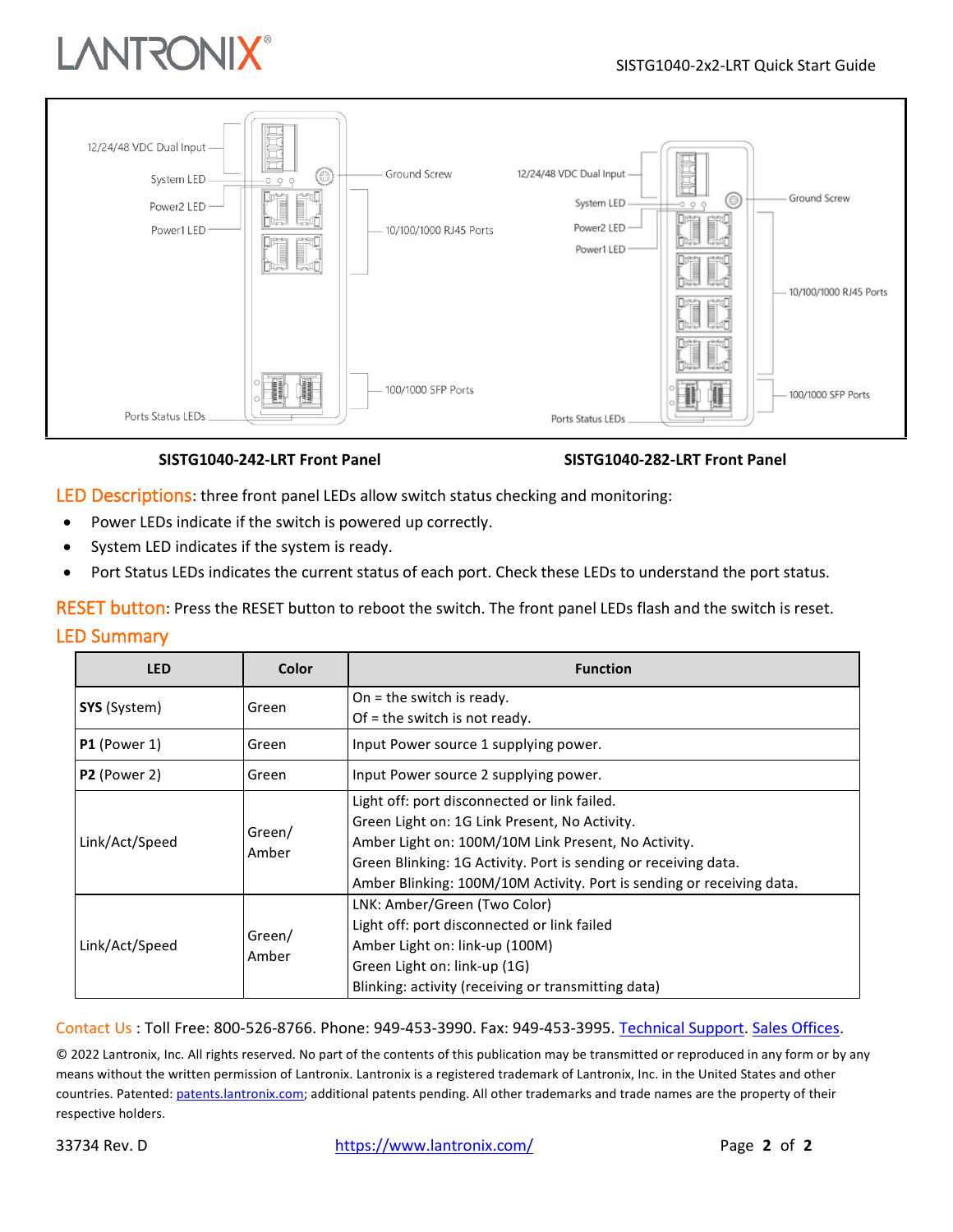12/24/48 VDC Dual Input

System LED

Power2 LED

Power1 LED

Ground Screw

10/100/1000 RJ45 Ports

100/1000 SFP Ports

Ports Status LEDs

12/24/48 VDC Dual Input

System LED

Power2 LED

Power1 LED

Ground Screw

10/100/1000 RJ45 Ports

100/1000 SFP Ports

Ports Status LEDs

**SISTG1040-242-LRT Front Panel** **SISTG1040-282-LRT Front Panel**

**LED Descriptions**: three front panel LEDs allow switch status checking and monitoring:

- Power LEDs indicate if the switch is powered up correctly.
- System LED indicates if the system is ready.
- Port Status LEDs indicates the current status of each port. Check these LEDs to understand the port status.

**RESET button**: Press the RESET button to reboot the switch. The front panel LEDs flash and the switch is reset.

## LED Summary

| LED | Color | Function |
|---|---|---|
| **SYS** (System) | Green | On = the switch is ready.<br>Of = the switch is not ready. |
| **P1** (Power 1) | Green | Input Power source 1 supplying power. |
| **P2** (Power 2) | Green | Input Power source 2 supplying power. |
| Link/Act/Speed | Green/ Amber | Light off: port disconnected or link failed.<br>Green Light on: 1G Link Present, No Activity.<br>Amber Light on: 100M/10M Link Present, No Activity.<br>Green Blinking: 1G Activity. Port is sending or receiving data.<br>Amber Blinking: 100M/10M Activity. Port is sending or receiving data. |
| Link/Act/Speed | Green/ Amber | LNK: Amber/Green (Two Color)<br>Light off: port disconnected or link failed<br>Amber Light on: link-up (100M)<br>Green Light on: link-up (1G)<br>Blinking: activity (receiving or transmitting data) |

Contact Us : Toll Free: 800-526-8766. Phone: 949-453-3990. Fax: 949-453-3995. [Technical Support](). [Sales Offices]().

© 2022 Lantronix, Inc. All rights reserved. No part of the contents of this publication may be transmitted or reproduced in any form or by any means without the written permission of Lantronix. Lantronix is a registered trademark of Lantronix, Inc. in the United States and other countries. Patented: [patents.lantronix.com](); additional patents pending. All other trademarks and trade names are the property of their respective holders.

33734 Rev. D https://www.lantronix.com/